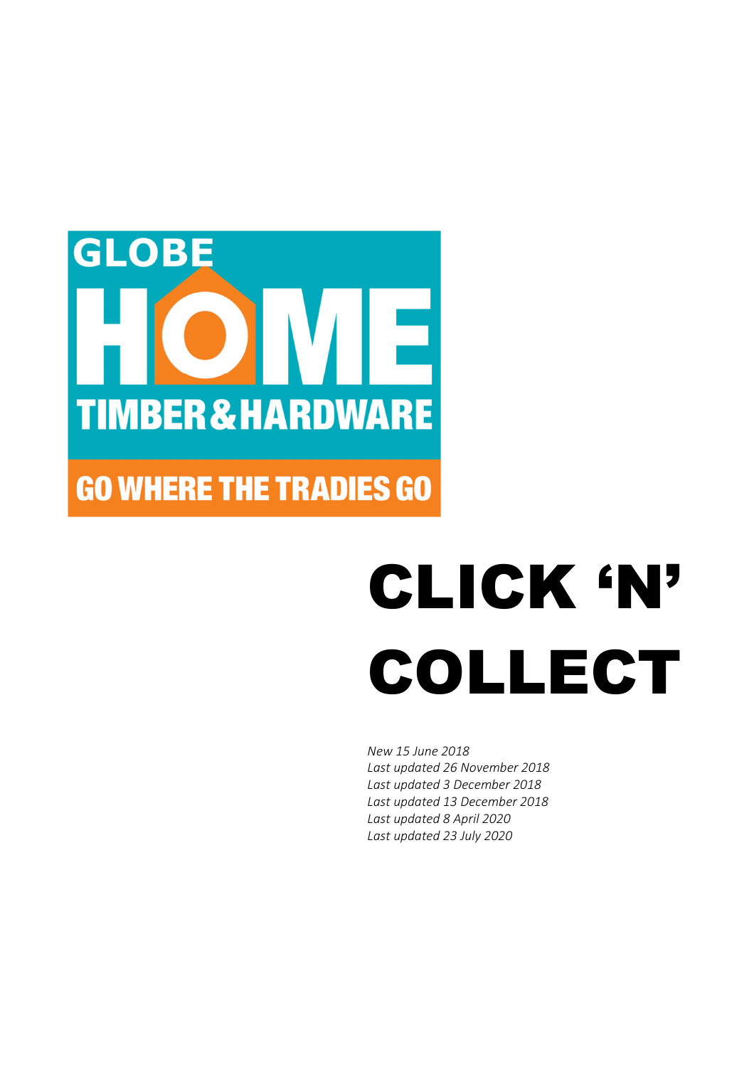GLOBE HOME TIMBER & HARDWARE

GO WHERE THE TRADIES GO

# CLICK 'N' COLLECT

*New 15 June 2018*
*Last updated 26 November 2018*
*Last updated 3 December 2018*
*Last updated 13 December 2018*
*Last updated 8 April 2020*
*Last updated 23 July 2020*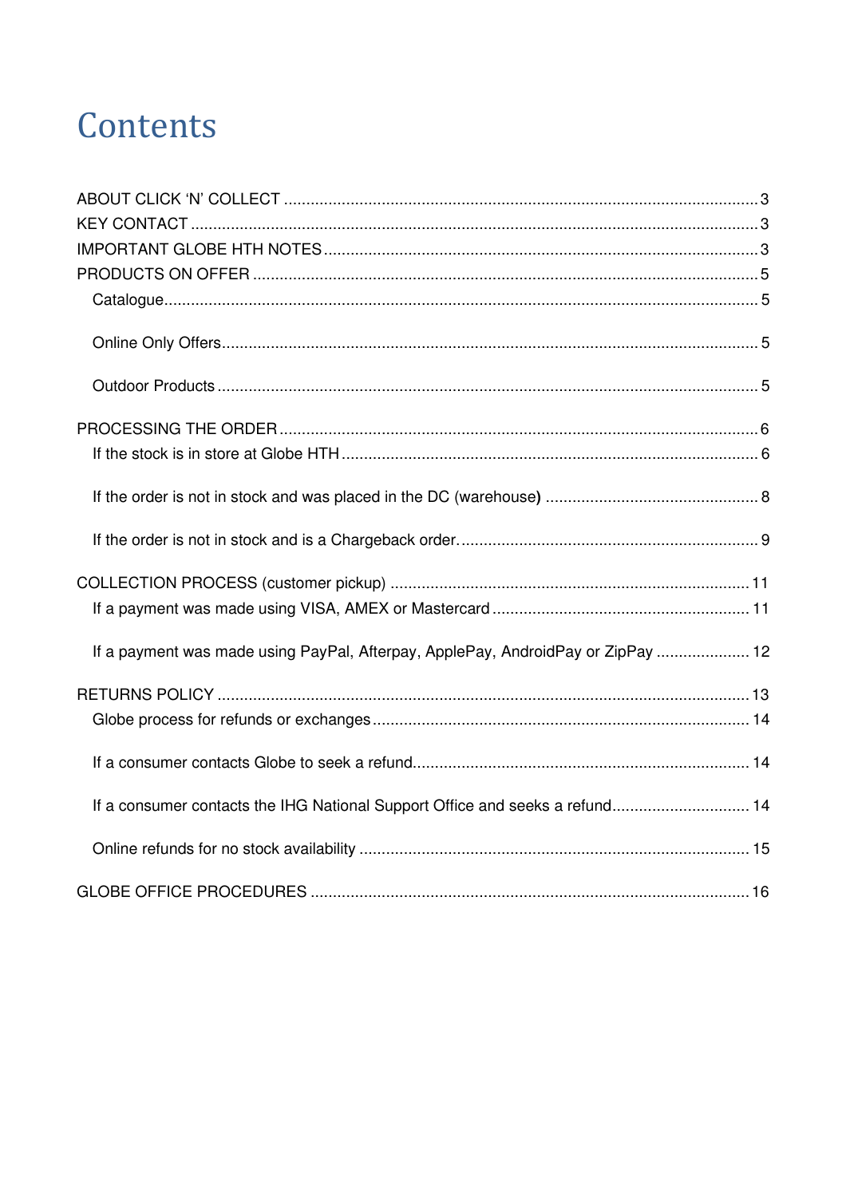# Contents

ABOUT CLICK 'N' COLLECT .......... 3

KEY CONTACT .......... 3

IMPORTANT GLOBE HTH NOTES .......... 3

PRODUCTS ON OFFER .......... 5

- Catalogue .......... 5
- Online Only Offers .......... 5
- Outdoor Products .......... 5

PROCESSING THE ORDER .......... 6

- If the stock is in store at Globe HTH .......... 6
- If the order is not in stock and was placed in the DC (warehouse) .......... 8
- If the order is not in stock and is a Chargeback order. .......... 9

COLLECTION PROCESS (customer pickup) .......... 11

- If a payment was made using VISA, AMEX or Mastercard .......... 11
- If a payment was made using PayPal, Afterpay, ApplePay, AndroidPay or ZipPay .......... 12

RETURNS POLICY .......... 13

- Globe process for refunds or exchanges .......... 14
- If a consumer contacts Globe to seek a refund .......... 14
- If a consumer contacts the IHG National Support Office and seeks a refund .......... 14
- Online refunds for no stock availability .......... 15

GLOBE OFFICE PROCEDURES .......... 16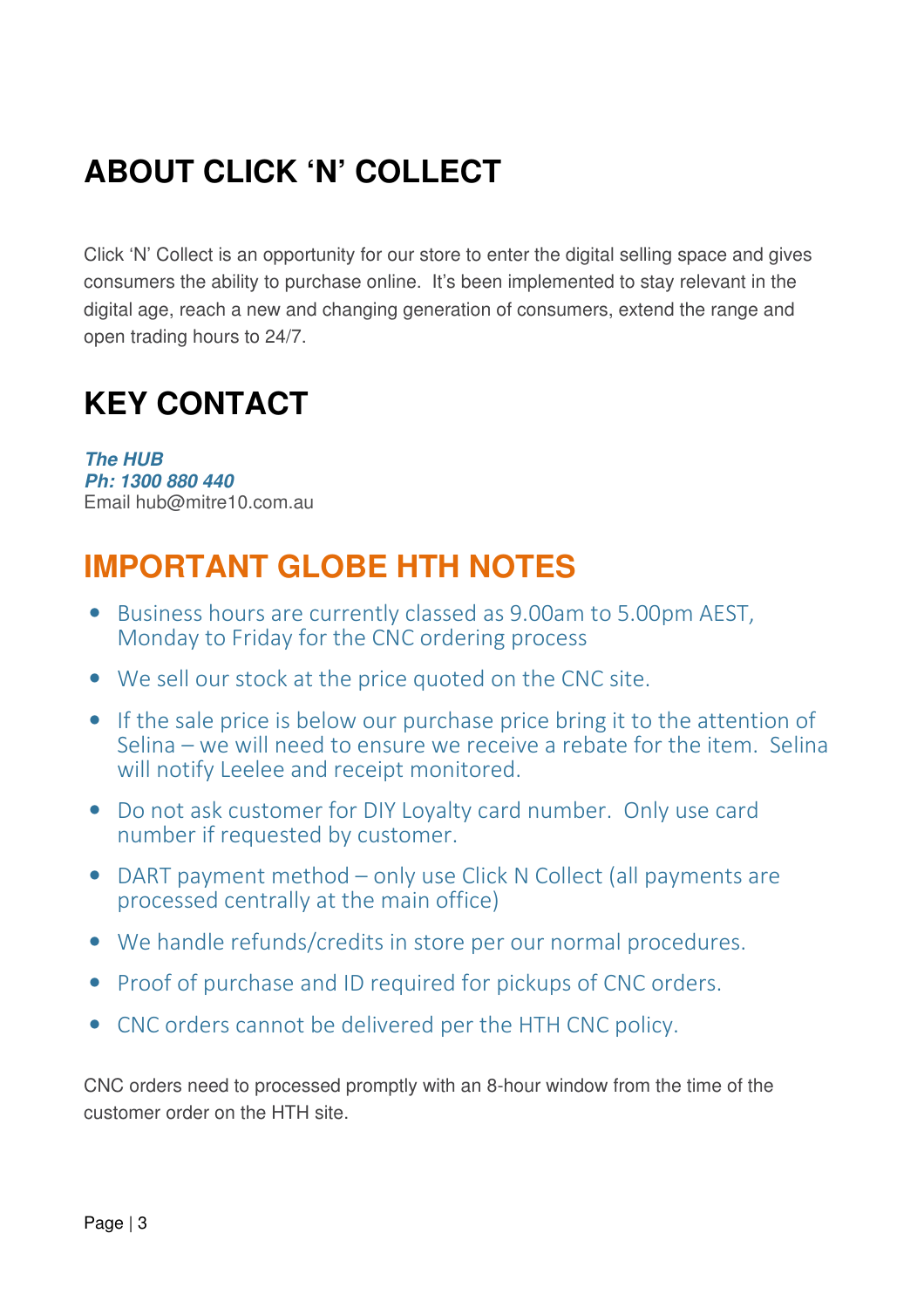# ABOUT CLICK 'N' COLLECT

Click 'N' Collect is an opportunity for our store to enter the digital selling space and gives consumers the ability to purchase online. It's been implemented to stay relevant in the digital age, reach a new and changing generation of consumers, extend the range and open trading hours to 24/7.

# KEY CONTACT

***The HUB***
***Ph: 1300 880 440***
Email hub@mitre10.com.au

# IMPORTANT GLOBE HTH NOTES

- Business hours are currently classed as 9.00am to 5.00pm AEST, Monday to Friday for the CNC ordering process
- We sell our stock at the price quoted on the CNC site.
- If the sale price is below our purchase price bring it to the attention of Selina – we will need to ensure we receive a rebate for the item. Selina will notify Leelee and receipt monitored.
- Do not ask customer for DIY Loyalty card number. Only use card number if requested by customer.
- DART payment method – only use Click N Collect (all payments are processed centrally at the main office)
- We handle refunds/credits in store per our normal procedures.
- Proof of purchase and ID required for pickups of CNC orders.
- CNC orders cannot be delivered per the HTH CNC policy.

CNC orders need to processed promptly with an 8-hour window from the time of the customer order on the HTH site.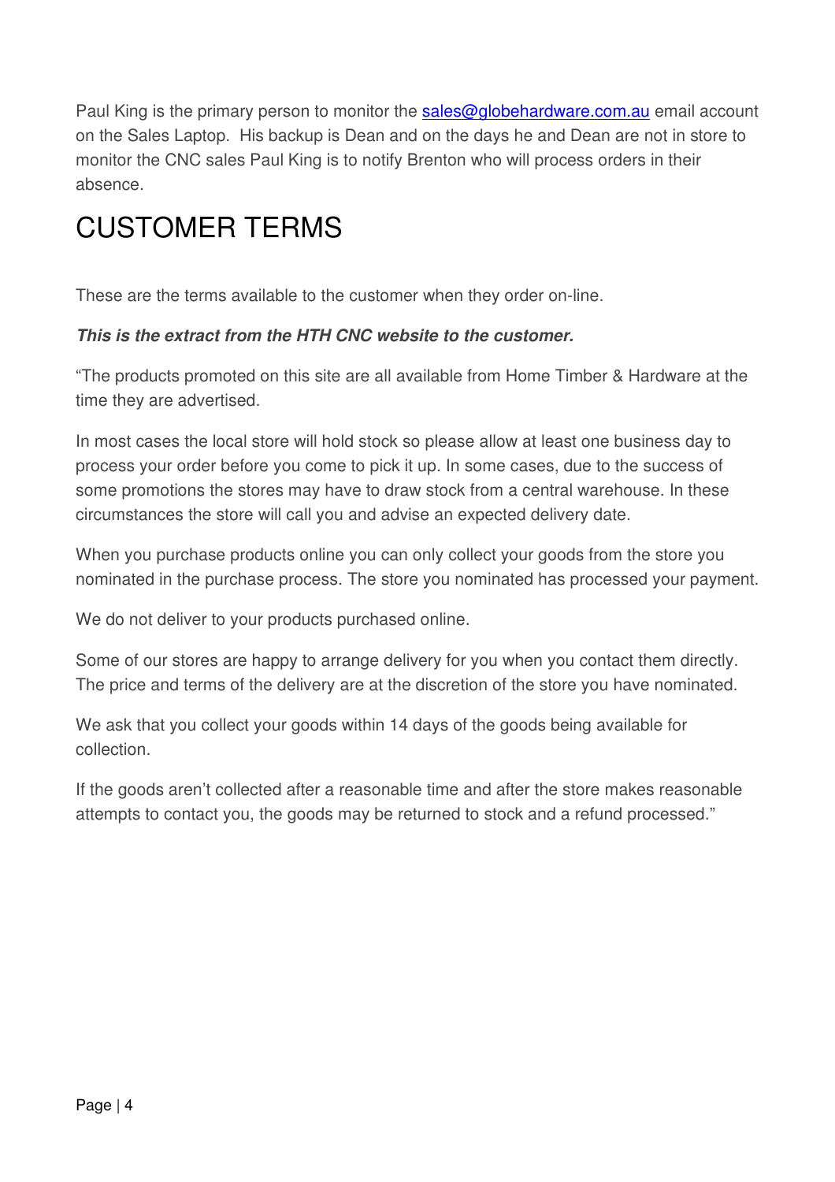Paul King is the primary person to monitor the [sales@globehardware.com.au](mailto:sales@globehardware.com.au) email account on the Sales Laptop. His backup is Dean and on the days he and Dean are not in store to monitor the CNC sales Paul King is to notify Brenton who will process orders in their absence.

# CUSTOMER TERMS

These are the terms available to the customer when they order on-line.

***This is the extract from the HTH CNC website to the customer.***

"The products promoted on this site are all available from Home Timber & Hardware at the time they are advertised.

In most cases the local store will hold stock so please allow at least one business day to process your order before you come to pick it up. In some cases, due to the success of some promotions the stores may have to draw stock from a central warehouse. In these circumstances the store will call you and advise an expected delivery date.

When you purchase products online you can only collect your goods from the store you nominated in the purchase process. The store you nominated has processed your payment.

We do not deliver to your products purchased online.

Some of our stores are happy to arrange delivery for you when you contact them directly. The price and terms of the delivery are at the discretion of the store you have nominated.

We ask that you collect your goods within 14 days of the goods being available for collection.

If the goods aren't collected after a reasonable time and after the store makes reasonable attempts to contact you, the goods may be returned to stock and a refund processed."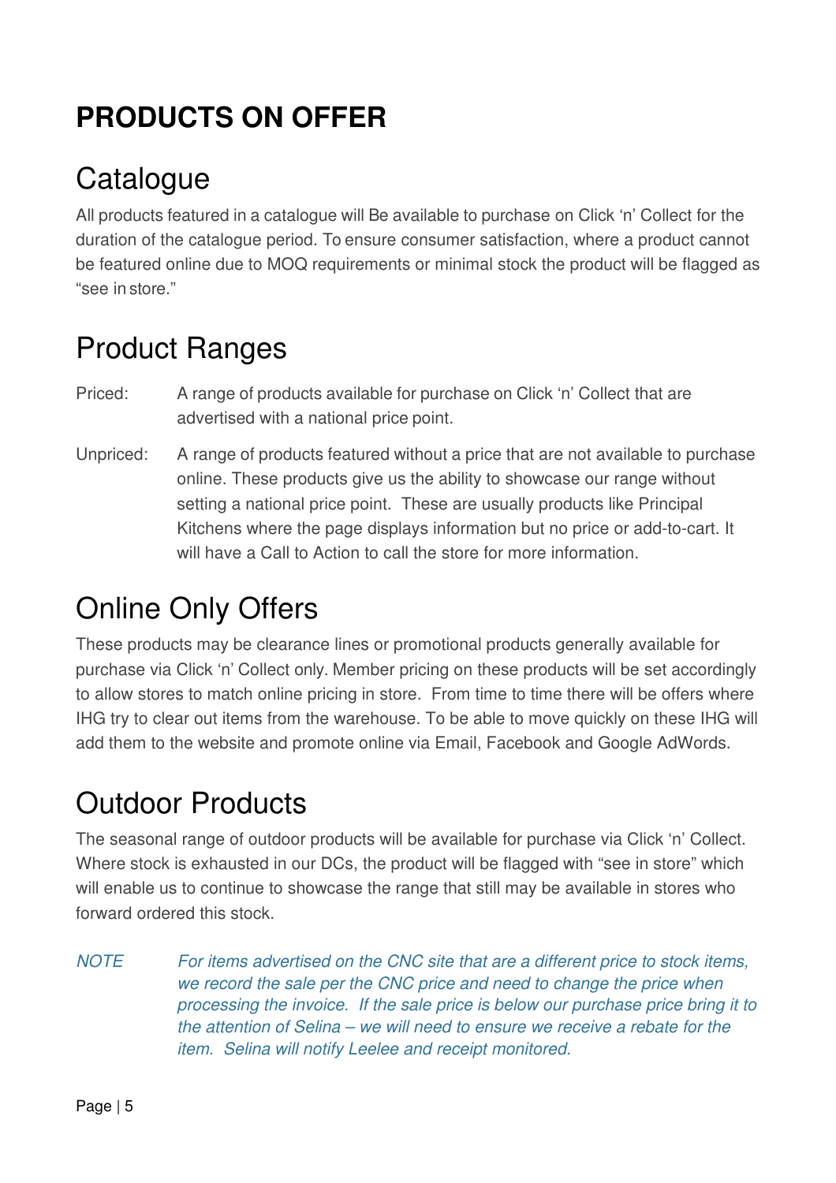# PRODUCTS ON OFFER

## Catalogue

All products featured in a catalogue will Be available to purchase on Click 'n' Collect for the duration of the catalogue period. To ensure consumer satisfaction, where a product cannot be featured online due to MOQ requirements or minimal stock the product will be flagged as "see in store."

## Product Ranges

Priced: A range of products available for purchase on Click 'n' Collect that are advertised with a national price point.

Unpriced: A range of products featured without a price that are not available to purchase online. These products give us the ability to showcase our range without setting a national price point. These are usually products like Principal Kitchens where the page displays information but no price or add-to-cart. It will have a Call to Action to call the store for more information.

## Online Only Offers

These products may be clearance lines or promotional products generally available for purchase via Click 'n' Collect only. Member pricing on these products will be set accordingly to allow stores to match online pricing in store. From time to time there will be offers where IHG try to clear out items from the warehouse. To be able to move quickly on these IHG will add them to the website and promote online via Email, Facebook and Google AdWords.

## Outdoor Products

The seasonal range of outdoor products will be available for purchase via Click 'n' Collect. Where stock is exhausted in our DCs, the product will be flagged with "see in store" which will enable us to continue to showcase the range that still may be available in stores who forward ordered this stock.

*NOTE For items advertised on the CNC site that are a different price to stock items, we record the sale per the CNC price and need to change the price when processing the invoice. If the sale price is below our purchase price bring it to the attention of Selina – we will need to ensure we receive a rebate for the item. Selina will notify Leelee and receipt monitored.*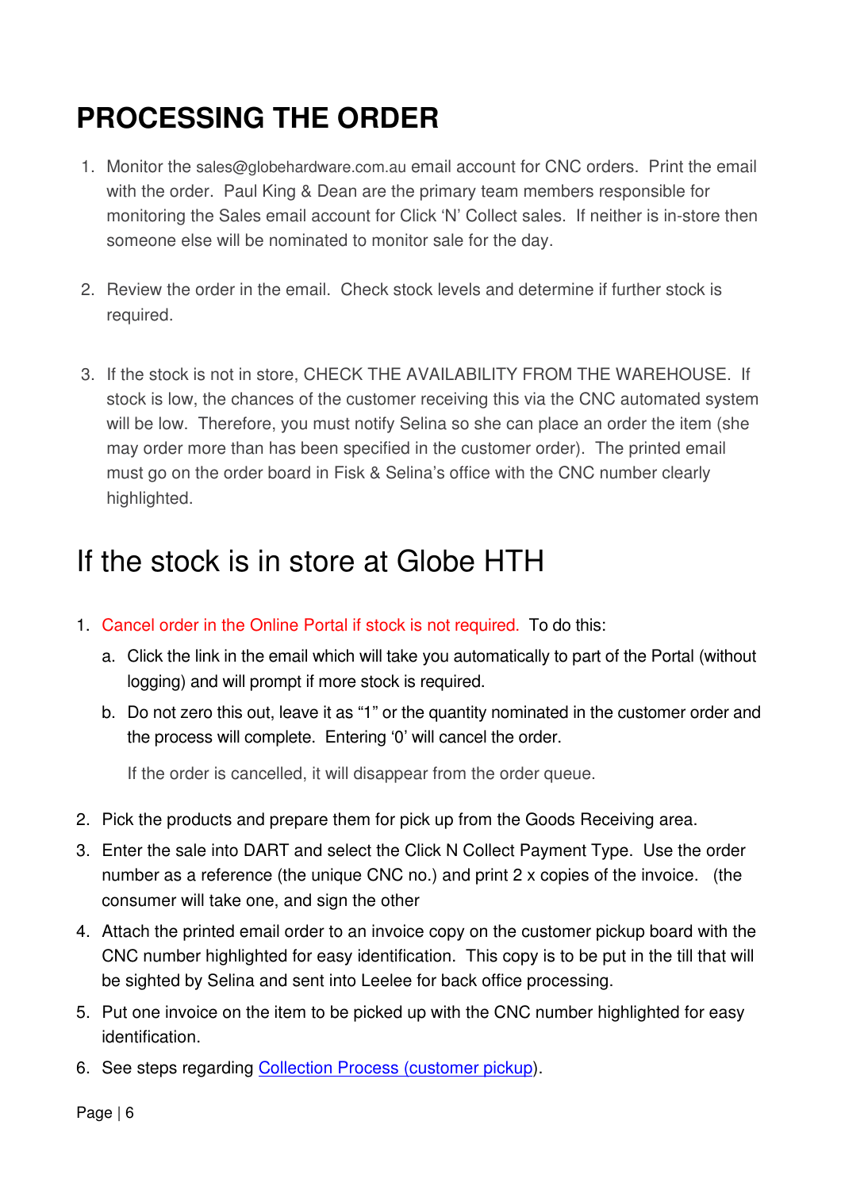# PROCESSING THE ORDER

1. Monitor the sales@globehardware.com.au email account for CNC orders. Print the email with the order. Paul King & Dean are the primary team members responsible for monitoring the Sales email account for Click 'N' Collect sales. If neither is in-store then someone else will be nominated to monitor sale for the day.

2. Review the order in the email. Check stock levels and determine if further stock is required.

3. If the stock is not in store, CHECK THE AVAILABILITY FROM THE WAREHOUSE. If stock is low, the chances of the customer receiving this via the CNC automated system will be low. Therefore, you must notify Selina so she can place an order the item (she may order more than has been specified in the customer order). The printed email must go on the order board in Fisk & Selina's office with the CNC number clearly highlighted.

## If the stock is in store at Globe HTH

1. Cancel order in the Online Portal if stock is not required. To do this:
   a. Click the link in the email which will take you automatically to part of the Portal (without logging) and will prompt if more stock is required.
   b. Do not zero this out, leave it as "1" or the quantity nominated in the customer order and the process will complete. Entering '0' will cancel the order.

   If the order is cancelled, it will disappear from the order queue.

2. Pick the products and prepare them for pick up from the Goods Receiving area.
3. Enter the sale into DART and select the Click N Collect Payment Type. Use the order number as a reference (the unique CNC no.) and print 2 x copies of the invoice. (the consumer will take one, and sign the other
4. Attach the printed email order to an invoice copy on the customer pickup board with the CNC number highlighted for easy identification. This copy is to be put in the till that will be sighted by Selina and sent into Leelee for back office processing.
5. Put one invoice on the item to be picked up with the CNC number highlighted for easy identification.
6. See steps regarding Collection Process (customer pickup).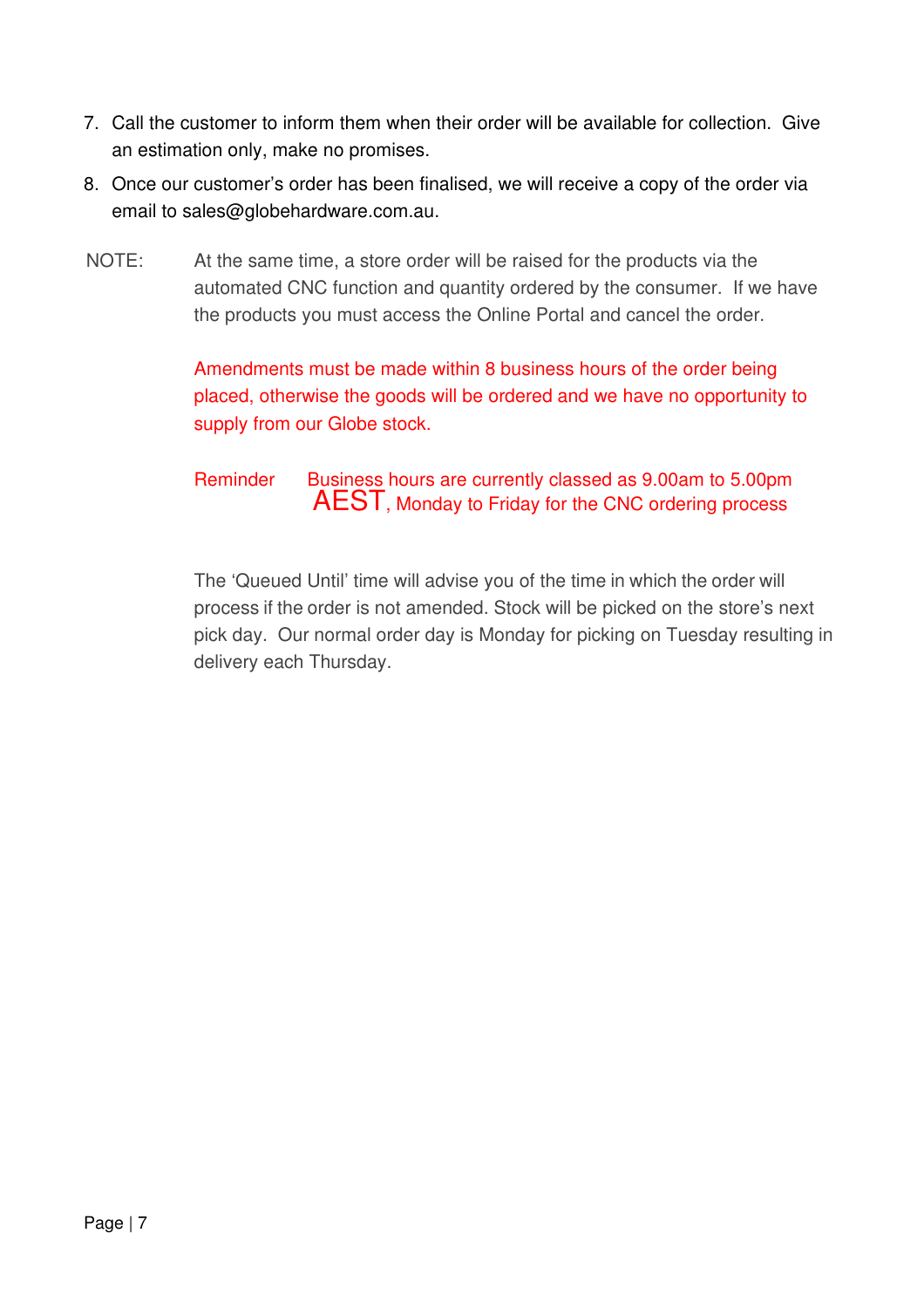7. Call the customer to inform them when their order will be available for collection. Give an estimation only, make no promises.
8. Once our customer's order has been finalised, we will receive a copy of the order via email to sales@globehardware.com.au.

NOTE: At the same time, a store order will be raised for the products via the automated CNC function and quantity ordered by the consumer. If we have the products you must access the Online Portal and cancel the order.

Amendments must be made within 8 business hours of the order being placed, otherwise the goods will be ordered and we have no opportunity to supply from our Globe stock.

Reminder Business hours are currently classed as 9.00am to 5.00pm AEST, Monday to Friday for the CNC ordering process

The 'Queued Until' time will advise you of the time in which the order will process if the order is not amended. Stock will be picked on the store's next pick day. Our normal order day is Monday for picking on Tuesday resulting in delivery each Thursday.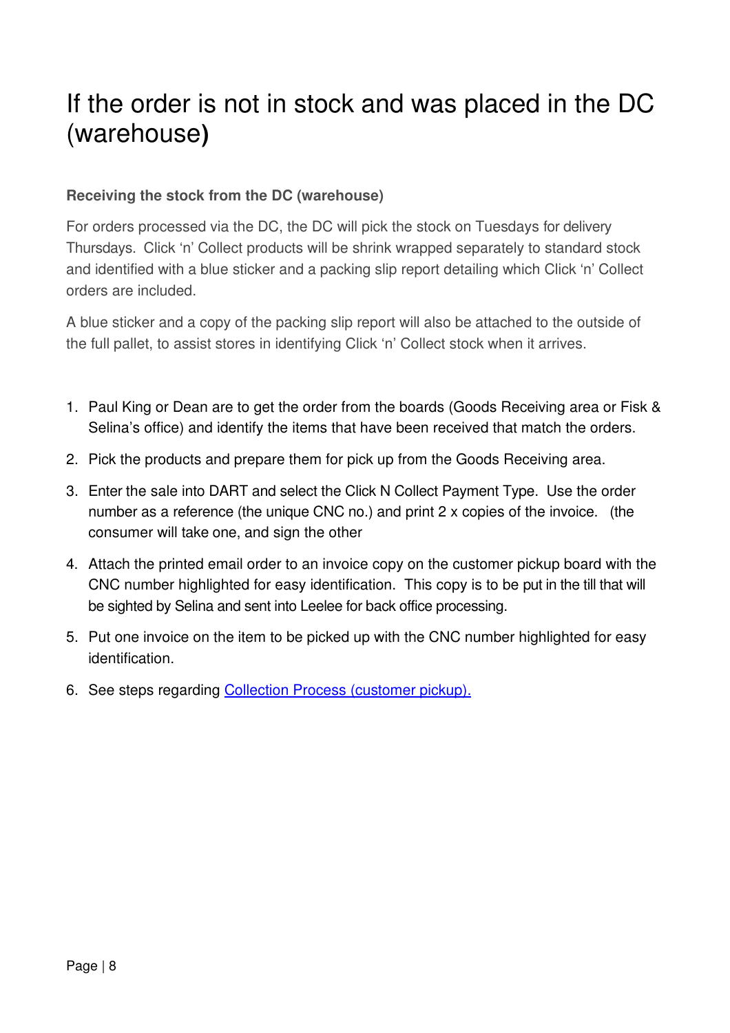# If the order is not in stock and was placed in the DC (warehouse)

**Receiving the stock from the DC (warehouse)**

For orders processed via the DC, the DC will pick the stock on Tuesdays for delivery Thursdays. Click 'n' Collect products will be shrink wrapped separately to standard stock and identified with a blue sticker and a packing slip report detailing which Click 'n' Collect orders are included.

A blue sticker and a copy of the packing slip report will also be attached to the outside of the full pallet, to assist stores in identifying Click 'n' Collect stock when it arrives.

1. Paul King or Dean are to get the order from the boards (Goods Receiving area or Fisk & Selina's office) and identify the items that have been received that match the orders.
2. Pick the products and prepare them for pick up from the Goods Receiving area.
3. Enter the sale into DART and select the Click N Collect Payment Type. Use the order number as a reference (the unique CNC no.) and print 2 x copies of the invoice. (the consumer will take one, and sign the other
4. Attach the printed email order to an invoice copy on the customer pickup board with the CNC number highlighted for easy identification. This copy is to be put in the till that will be sighted by Selina and sent into Leelee for back office processing.
5. Put one invoice on the item to be picked up with the CNC number highlighted for easy identification.
6. See steps regarding Collection Process (customer pickup).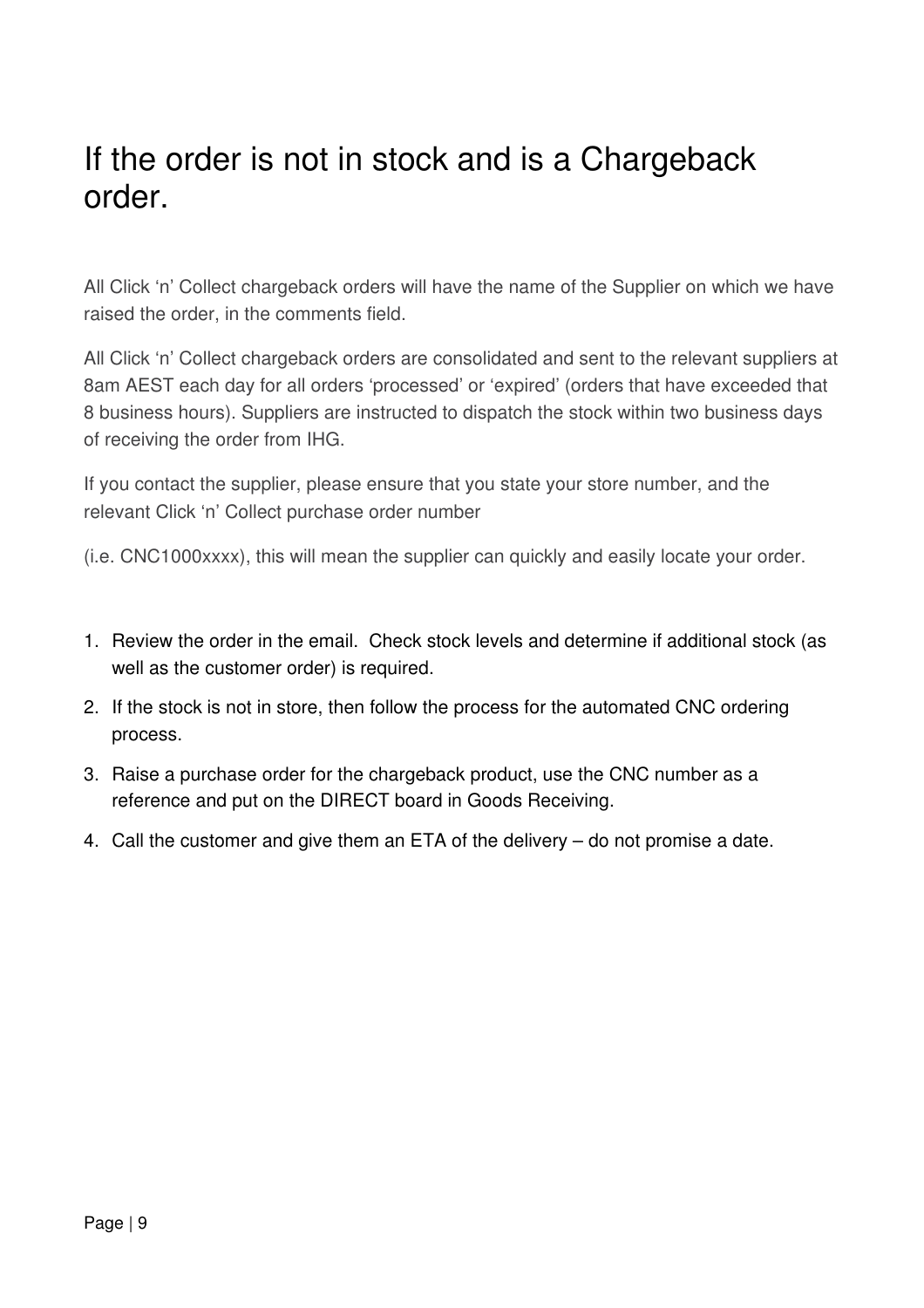# If the order is not in stock and is a Chargeback order.

All Click 'n' Collect chargeback orders will have the name of the Supplier on which we have raised the order, in the comments field.

All Click 'n' Collect chargeback orders are consolidated and sent to the relevant suppliers at 8am AEST each day for all orders 'processed' or 'expired' (orders that have exceeded that 8 business hours). Suppliers are instructed to dispatch the stock within two business days of receiving the order from IHG.

If you contact the supplier, please ensure that you state your store number, and the relevant Click 'n' Collect purchase order number

(i.e. CNC1000xxxx), this will mean the supplier can quickly and easily locate your order.

1. Review the order in the email. Check stock levels and determine if additional stock (as well as the customer order) is required.
2. If the stock is not in store, then follow the process for the automated CNC ordering process.
3. Raise a purchase order for the chargeback product, use the CNC number as a reference and put on the DIRECT board in Goods Receiving.
4. Call the customer and give them an ETA of the delivery – do not promise a date.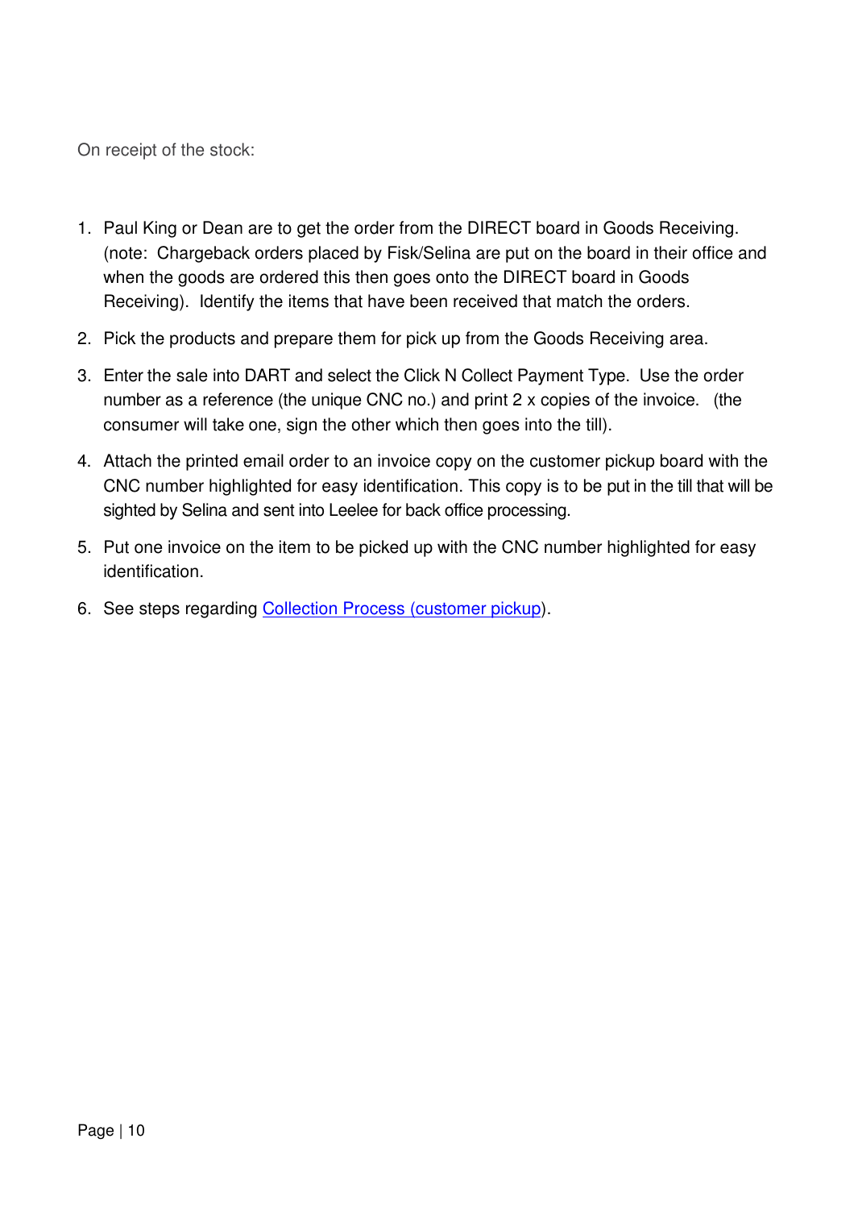On receipt of the stock:

1. Paul King or Dean are to get the order from the DIRECT board in Goods Receiving. (note: Chargeback orders placed by Fisk/Selina are put on the board in their office and when the goods are ordered this then goes onto the DIRECT board in Goods Receiving). Identify the items that have been received that match the orders.
2. Pick the products and prepare them for pick up from the Goods Receiving area.
3. Enter the sale into DART and select the Click N Collect Payment Type. Use the order number as a reference (the unique CNC no.) and print 2 x copies of the invoice. (the consumer will take one, sign the other which then goes into the till).
4. Attach the printed email order to an invoice copy on the customer pickup board with the CNC number highlighted for easy identification. This copy is to be put in the till that will be sighted by Selina and sent into Leelee for back office processing.
5. Put one invoice on the item to be picked up with the CNC number highlighted for easy identification.
6. See steps regarding Collection Process (customer pickup).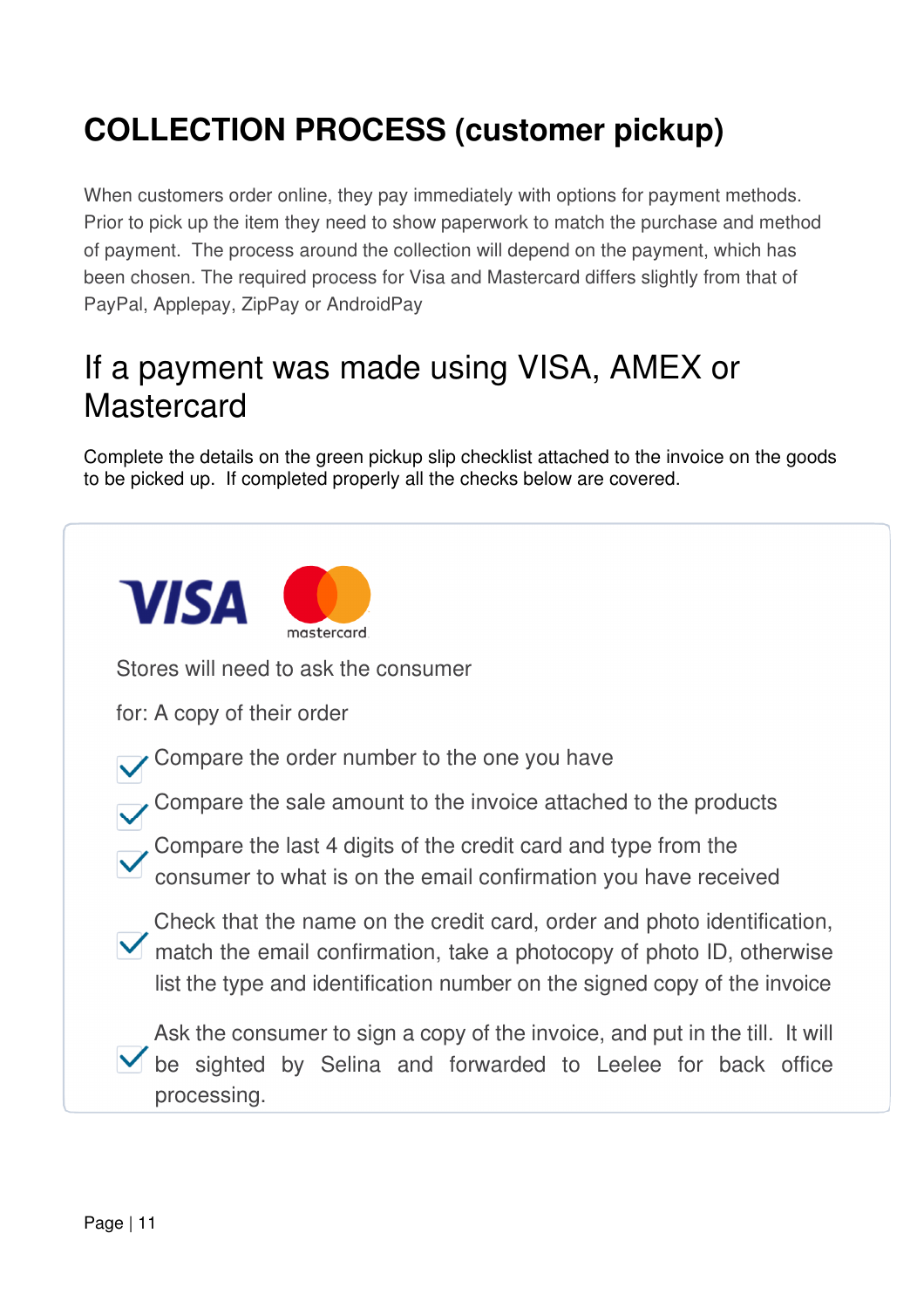# COLLECTION PROCESS (customer pickup)

When customers order online, they pay immediately with options for payment methods. Prior to pick up the item they need to show paperwork to match the purchase and method of payment. The process around the collection will depend on the payment, which has been chosen. The required process for Visa and Mastercard differs slightly from that of PayPal, Applepay, ZipPay or AndroidPay

## If a payment was made using VISA, AMEX or Mastercard

Complete the details on the green pickup slip checklist attached to the invoice on the goods to be picked up. If completed properly all the checks below are covered.

Stores will need to ask the consumer

for: A copy of their order

- ✓ Compare the order number to the one you have
- ✓ Compare the sale amount to the invoice attached to the products
- ✓ Compare the last 4 digits of the credit card and type from the consumer to what is on the email confirmation you have received
- ✓ Check that the name on the credit card, order and photo identification, match the email confirmation, take a photocopy of photo ID, otherwise list the type and identification number on the signed copy of the invoice
- ✓ Ask the consumer to sign a copy of the invoice, and put in the till. It will be sighted by Selina and forwarded to Leelee for back office processing.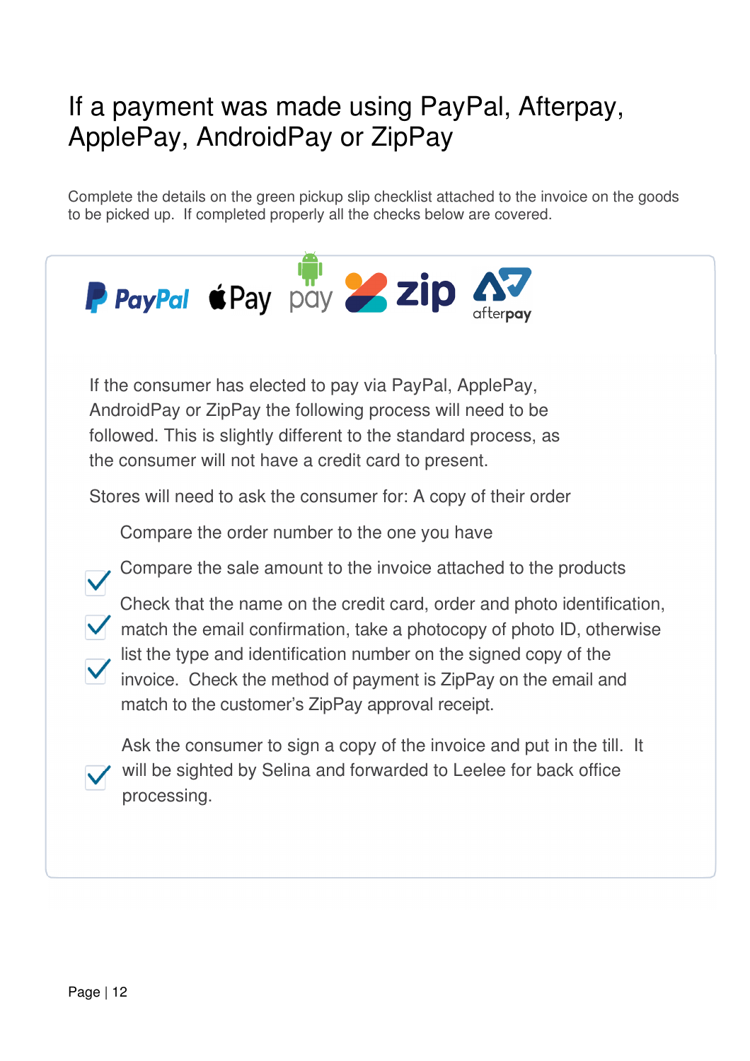# If a payment was made using PayPal, Afterpay, ApplePay, AndroidPay or ZipPay

Complete the details on the green pickup slip checklist attached to the invoice on the goods to be picked up. If completed properly all the checks below are covered.

If the consumer has elected to pay via PayPal, ApplePay, AndroidPay or ZipPay the following process will need to be followed. This is slightly different to the standard process, as the consumer will not have a credit card to present.

Stores will need to ask the consumer for: A copy of their order

Compare the order number to the one you have

- ✓ Compare the sale amount to the invoice attached to the products
- ✓ Check that the name on the credit card, order and photo identification, match the email confirmation, take a photocopy of photo ID, otherwise list the type and identification number on the signed copy of the invoice. Check the method of payment is ZipPay on the email and match to the customer's ZipPay approval receipt.
- ✓ Ask the consumer to sign a copy of the invoice and put in the till. It will be sighted by Selina and forwarded to Leelee for back office processing.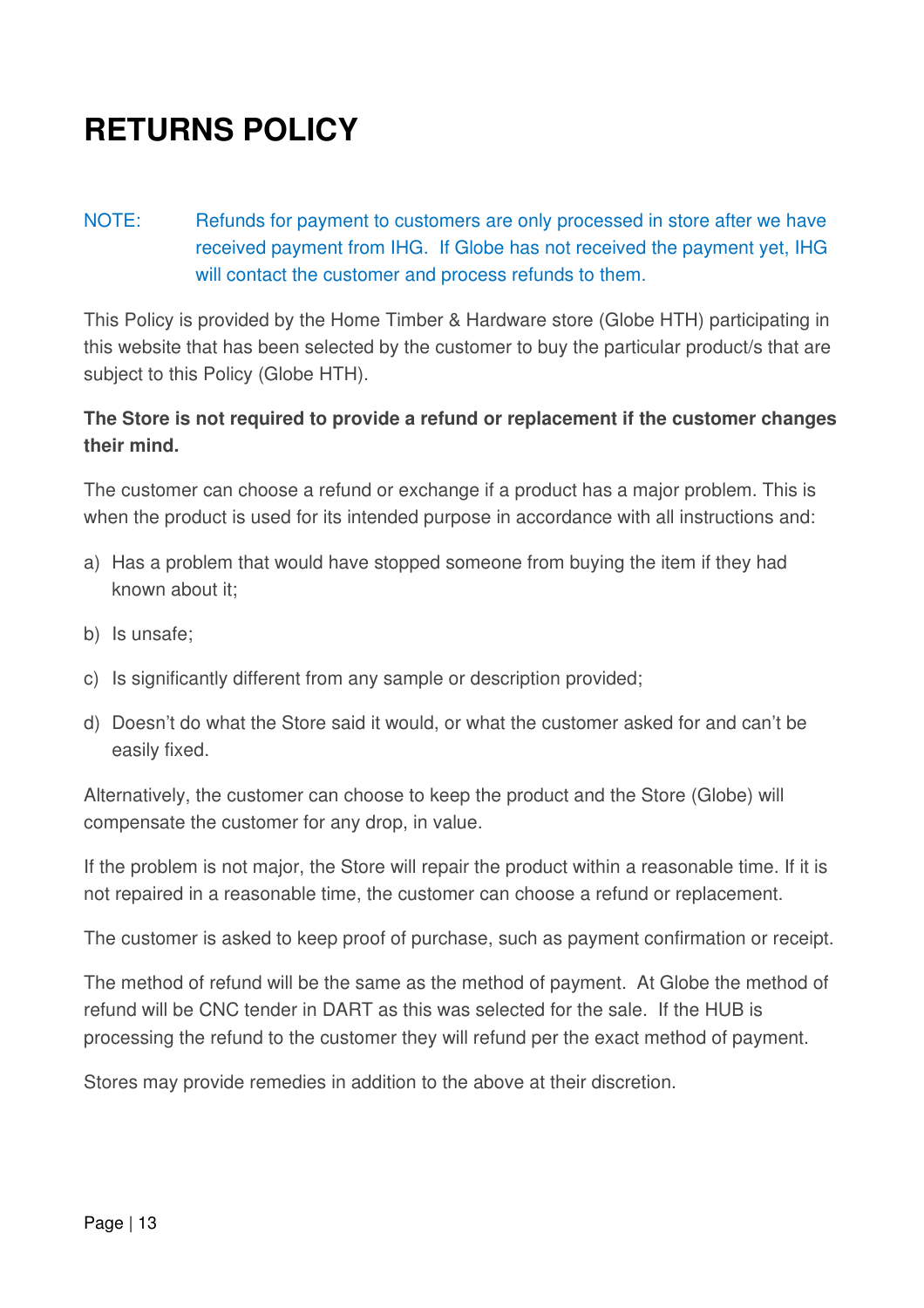# RETURNS POLICY

NOTE: Refunds for payment to customers are only processed in store after we have received payment from IHG. If Globe has not received the payment yet, IHG will contact the customer and process refunds to them.

This Policy is provided by the Home Timber & Hardware store (Globe HTH) participating in this website that has been selected by the customer to buy the particular product/s that are subject to this Policy (Globe HTH).

**The Store is not required to provide a refund or replacement if the customer changes their mind.**

The customer can choose a refund or exchange if a product has a major problem. This is when the product is used for its intended purpose in accordance with all instructions and:

a) Has a problem that would have stopped someone from buying the item if they had known about it;
b) Is unsafe;
c) Is significantly different from any sample or description provided;
d) Doesn't do what the Store said it would, or what the customer asked for and can't be easily fixed.

Alternatively, the customer can choose to keep the product and the Store (Globe) will compensate the customer for any drop, in value.

If the problem is not major, the Store will repair the product within a reasonable time. If it is not repaired in a reasonable time, the customer can choose a refund or replacement.

The customer is asked to keep proof of purchase, such as payment confirmation or receipt.

The method of refund will be the same as the method of payment. At Globe the method of refund will be CNC tender in DART as this was selected for the sale. If the HUB is processing the refund to the customer they will refund per the exact method of payment.

Stores may provide remedies in addition to the above at their discretion.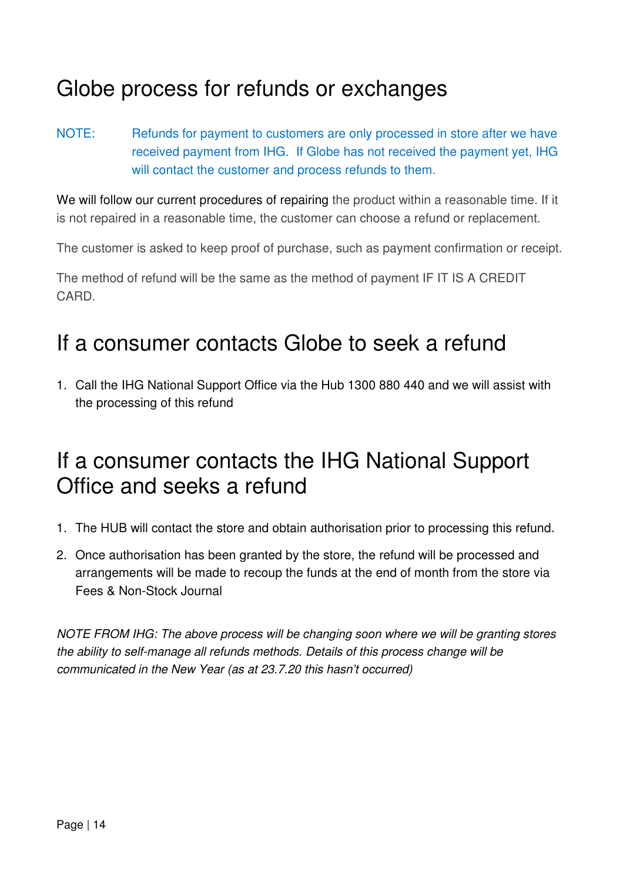# Globe process for refunds or exchanges

NOTE: Refunds for payment to customers are only processed in store after we have received payment from IHG. If Globe has not received the payment yet, IHG will contact the customer and process refunds to them.

We will follow our current procedures of repairing the product within a reasonable time. If it is not repaired in a reasonable time, the customer can choose a refund or replacement.

The customer is asked to keep proof of purchase, such as payment confirmation or receipt.

The method of refund will be the same as the method of payment IF IT IS A CREDIT CARD.

# If a consumer contacts Globe to seek a refund

1. Call the IHG National Support Office via the Hub 1300 880 440 and we will assist with the processing of this refund

# If a consumer contacts the IHG National Support Office and seeks a refund

1. The HUB will contact the store and obtain authorisation prior to processing this refund.
2. Once authorisation has been granted by the store, the refund will be processed and arrangements will be made to recoup the funds at the end of month from the store via Fees & Non-Stock Journal

*NOTE FROM IHG: The above process will be changing soon where we will be granting stores the ability to self-manage all refunds methods. Details of this process change will be communicated in the New Year (as at 23.7.20 this hasn't occurred)*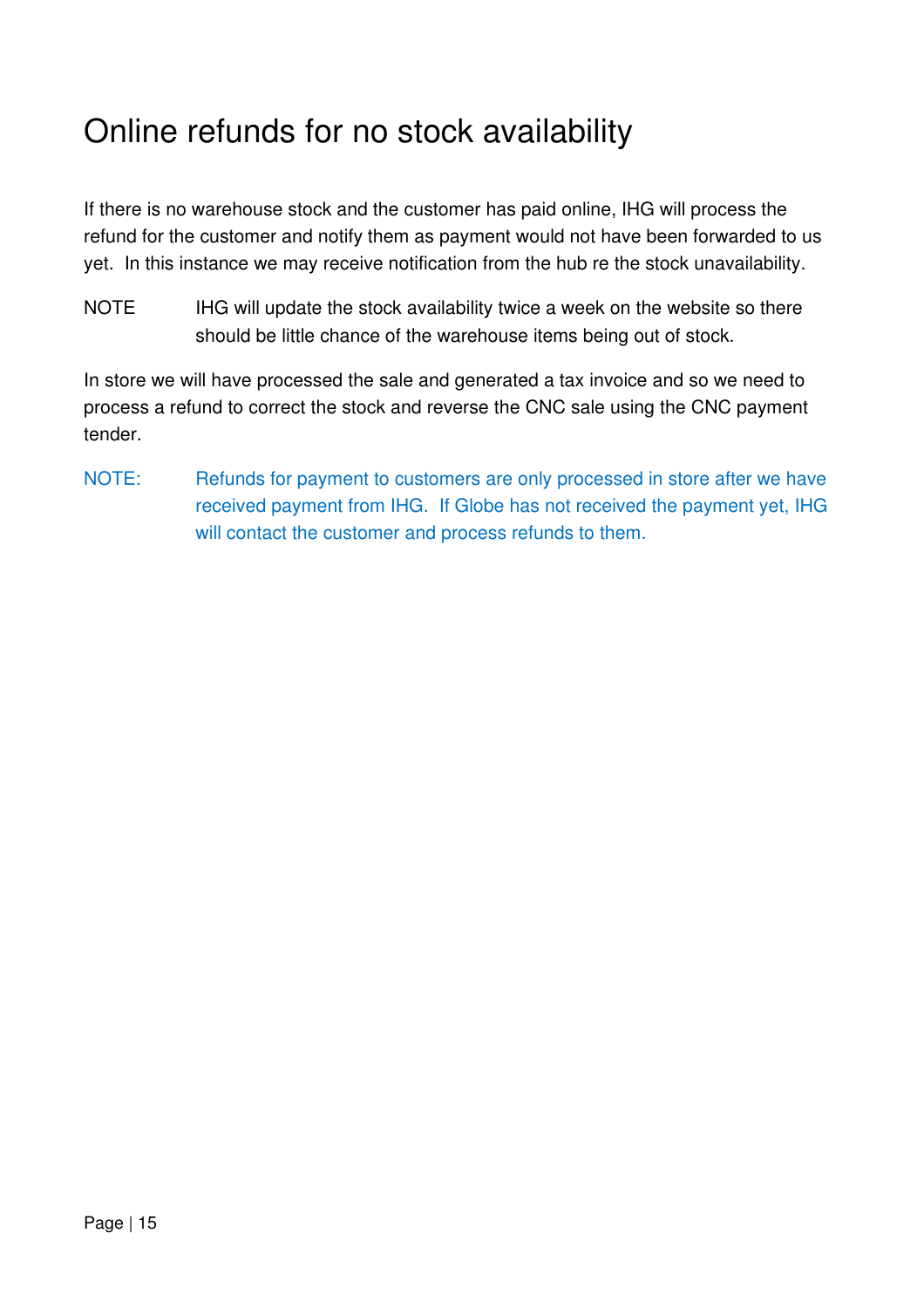# Online refunds for no stock availability

If there is no warehouse stock and the customer has paid online, IHG will process the refund for the customer and notify them as payment would not have been forwarded to us yet. In this instance we may receive notification from the hub re the stock unavailability.

NOTE IHG will update the stock availability twice a week on the website so there should be little chance of the warehouse items being out of stock.

In store we will have processed the sale and generated a tax invoice and so we need to process a refund to correct the stock and reverse the CNC sale using the CNC payment tender.

NOTE: Refunds for payment to customers are only processed in store after we have received payment from IHG. If Globe has not received the payment yet, IHG will contact the customer and process refunds to them.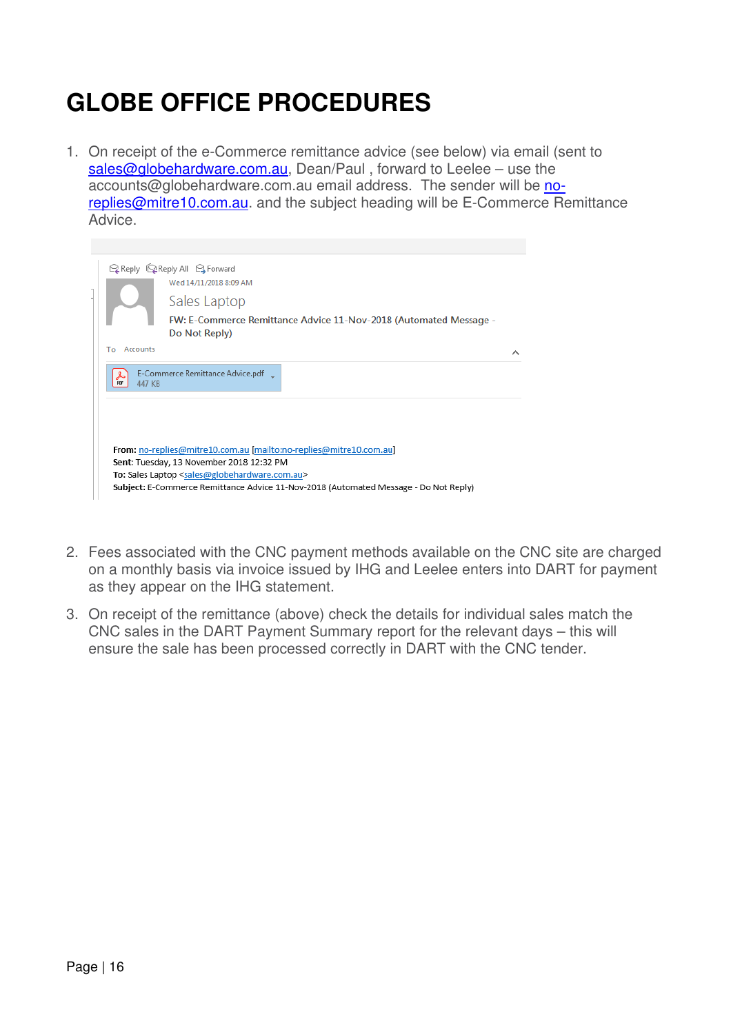# GLOBE OFFICE PROCEDURES

1. On receipt of the e-Commerce remittance advice (see below) via email (sent to sales@globehardware.com.au, Dean/Paul , forward to Leelee – use the accounts@globehardware.com.au email address. The sender will be no-replies@mitre10.com.au. and the subject heading will be E-Commerce Remittance Advice.

Reply Reply All Forward

Wed 14/11/2018 8:09 AM

Sales Laptop

FW: E-Commerce Remittance Advice 11-Nov-2018 (Automated Message - Do Not Reply)

To Accounts

E-Commerce Remittance Advice.pdf
447 KB

**From:** no-replies@mitre10.com.au [mailto:no-replies@mitre10.com.au]
**Sent:** Tuesday, 13 November 2018 12:32 PM
**To:** Sales Laptop <sales@globehardware.com.au>
**Subject:** E-Commerce Remittance Advice 11-Nov-2018 (Automated Message - Do Not Reply)

2. Fees associated with the CNC payment methods available on the CNC site are charged on a monthly basis via invoice issued by IHG and Leelee enters into DART for payment as they appear on the IHG statement.

3. On receipt of the remittance (above) check the details for individual sales match the CNC sales in the DART Payment Summary report for the relevant days – this will ensure the sale has been processed correctly in DART with the CNC tender.